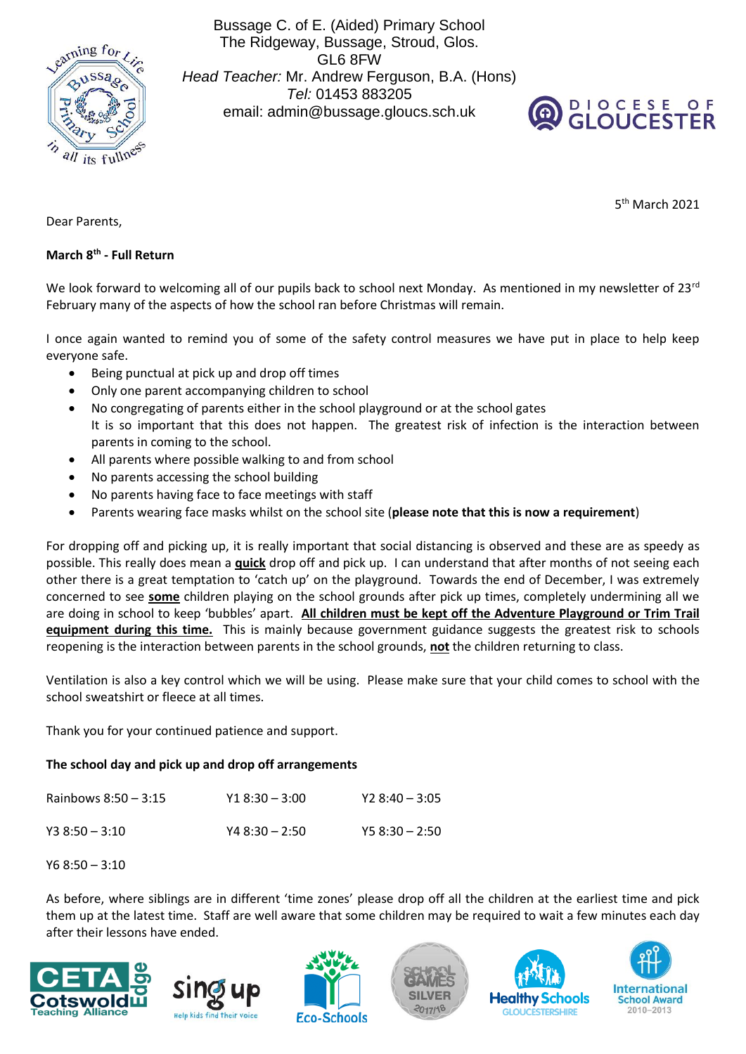Bussage C. of E. (Aided) Primary School
The Ridgeway, Bussage, Stroud, Glos.
GL6 8FW
*Head Teacher:* Mr. Andrew Ferguson, B.A. (Hons)
*Tel:* 01453 883205
email: admin@bussage.gloucs.sch.uk

5th March 2021

Dear Parents,

**March 8th - Full Return**

We look forward to welcoming all of our pupils back to school next Monday. As mentioned in my newsletter of 23rd February many of the aspects of how the school ran before Christmas will remain.

I once again wanted to remind you of some of the safety control measures we have put in place to help keep everyone safe.

- Being punctual at pick up and drop off times
- Only one parent accompanying children to school
- No congregating of parents either in the school playground or at the school gates
  It is so important that this does not happen. The greatest risk of infection is the interaction between parents in coming to the school.
- All parents where possible walking to and from school
- No parents accessing the school building
- No parents having face to face meetings with staff
- Parents wearing face masks whilst on the school site (**please note that this is now a requirement**)

For dropping off and picking up, it is really important that social distancing is observed and these are as speedy as possible. This really does mean a **quick** drop off and pick up. I can understand that after months of not seeing each other there is a great temptation to 'catch up' on the playground. Towards the end of December, I was extremely concerned to see **some** children playing on the school grounds after pick up times, completely undermining all we are doing in school to keep 'bubbles' apart. **All children must be kept off the Adventure Playground or Trim Trail equipment during this time.** This is mainly because government guidance suggests the greatest risk to schools reopening is the interaction between parents in the school grounds, **not** the children returning to class.

Ventilation is also a key control which we will be using. Please make sure that your child comes to school with the school sweatshirt or fleece at all times.

Thank you for your continued patience and support.

**The school day and pick up and drop off arrangements**

| | | |
|---|---|---|
| Rainbows 8:50 – 3:15 | Y1 8:30 – 3:00 | Y2 8:40 – 3:05 |
| Y3 8:50 – 3:10 | Y4 8:30 – 2:50 | Y5 8:30 – 2:50 |
| Y6 8:50 – 3:10 | | |

As before, where siblings are in different 'time zones' please drop off all the children at the earliest time and pick them up at the latest time. Staff are well aware that some children may be required to wait a few minutes each day after their lessons have ended.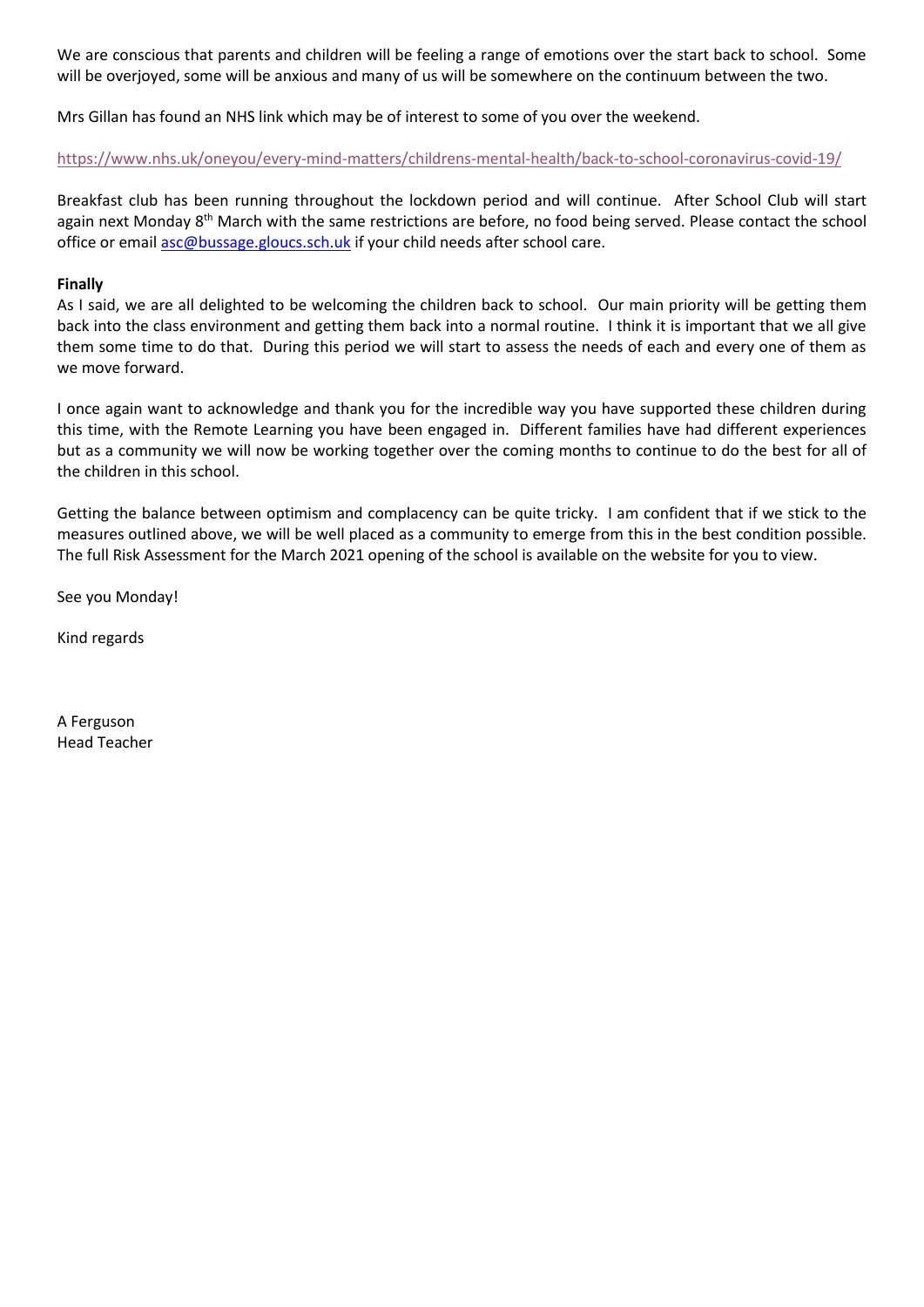We are conscious that parents and children will be feeling a range of emotions over the start back to school. Some will be overjoyed, some will be anxious and many of us will be somewhere on the continuum between the two.

Mrs Gillan has found an NHS link which may be of interest to some of you over the weekend.

https://www.nhs.uk/oneyou/every-mind-matters/childrens-mental-health/back-to-school-coronavirus-covid-19/

Breakfast club has been running throughout the lockdown period and will continue. After School Club will start again next Monday 8th March with the same restrictions are before, no food being served. Please contact the school office or email asc@bussage.gloucs.sch.uk if your child needs after school care.

**Finally**

As I said, we are all delighted to be welcoming the children back to school. Our main priority will be getting them back into the class environment and getting them back into a normal routine. I think it is important that we all give them some time to do that. During this period we will start to assess the needs of each and every one of them as we move forward.

I once again want to acknowledge and thank you for the incredible way you have supported these children during this time, with the Remote Learning you have been engaged in. Different families have had different experiences but as a community we will now be working together over the coming months to continue to do the best for all of the children in this school.

Getting the balance between optimism and complacency can be quite tricky. I am confident that if we stick to the measures outlined above, we will be well placed as a community to emerge from this in the best condition possible. The full Risk Assessment for the March 2021 opening of the school is available on the website for you to view.

See you Monday!

Kind regards

A Ferguson
Head Teacher